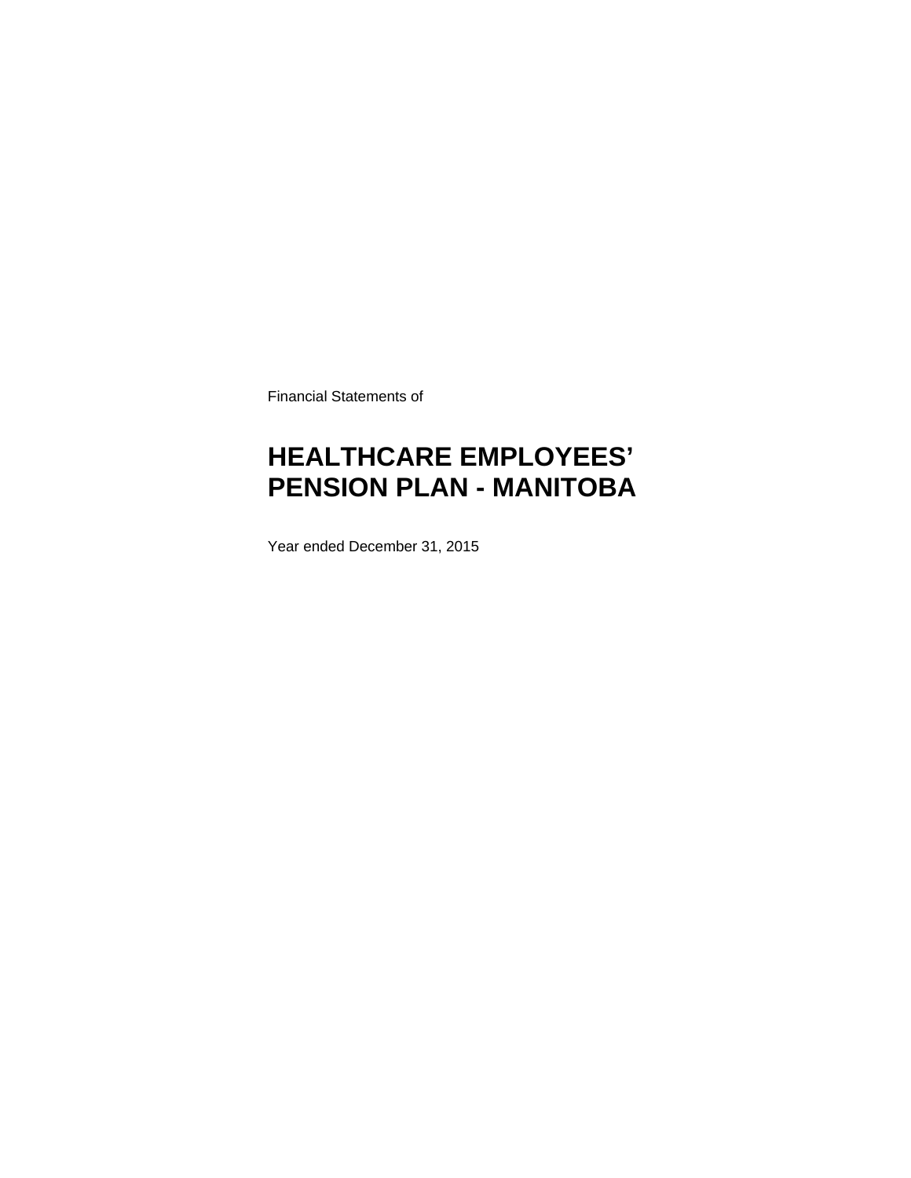Financial Statements of

# HEALTHCARE EMPLOYEES' PENSION PLAN - MANITOBA

Year ended December 31, 2015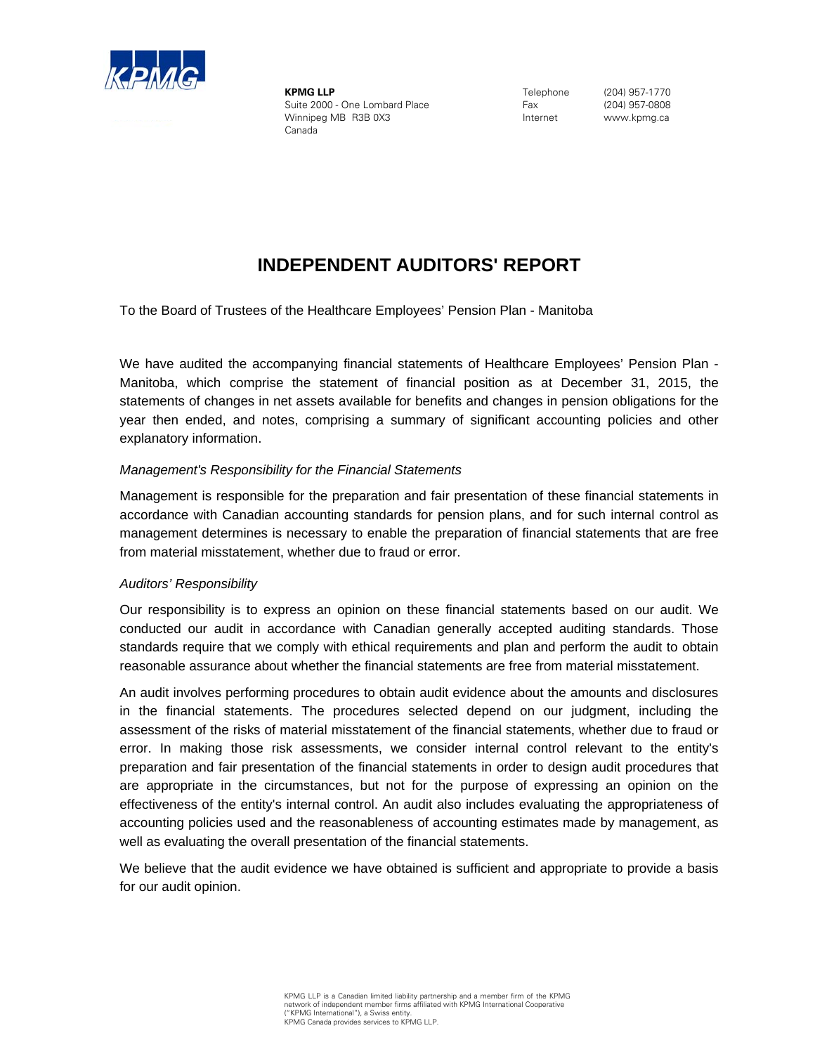**KPMG LLP**
Suite 2000 - One Lombard Place
Winnipeg MB R3B 0X3
Canada

Telephone (204) 957-1770
Fax (204) 957-0808
Internet www.kpmg.ca

# INDEPENDENT AUDITORS' REPORT

To the Board of Trustees of the Healthcare Employees' Pension Plan - Manitoba

We have audited the accompanying financial statements of Healthcare Employees' Pension Plan - Manitoba, which comprise the statement of financial position as at December 31, 2015, the statements of changes in net assets available for benefits and changes in pension obligations for the year then ended, and notes, comprising a summary of significant accounting policies and other explanatory information.

*Management's Responsibility for the Financial Statements*

Management is responsible for the preparation and fair presentation of these financial statements in accordance with Canadian accounting standards for pension plans, and for such internal control as management determines is necessary to enable the preparation of financial statements that are free from material misstatement, whether due to fraud or error.

*Auditors' Responsibility*

Our responsibility is to express an opinion on these financial statements based on our audit. We conducted our audit in accordance with Canadian generally accepted auditing standards. Those standards require that we comply with ethical requirements and plan and perform the audit to obtain reasonable assurance about whether the financial statements are free from material misstatement.

An audit involves performing procedures to obtain audit evidence about the amounts and disclosures in the financial statements. The procedures selected depend on our judgment, including the assessment of the risks of material misstatement of the financial statements, whether due to fraud or error. In making those risk assessments, we consider internal control relevant to the entity's preparation and fair presentation of the financial statements in order to design audit procedures that are appropriate in the circumstances, but not for the purpose of expressing an opinion on the effectiveness of the entity's internal control. An audit also includes evaluating the appropriateness of accounting policies used and the reasonableness of accounting estimates made by management, as well as evaluating the overall presentation of the financial statements.

We believe that the audit evidence we have obtained is sufficient and appropriate to provide a basis for our audit opinion.

KPMG LLP is a Canadian limited liability partnership and a member firm of the KPMG network of independent member firms affiliated with KPMG International Cooperative ("KPMG International"), a Swiss entity.
KPMG Canada provides services to KPMG LLP.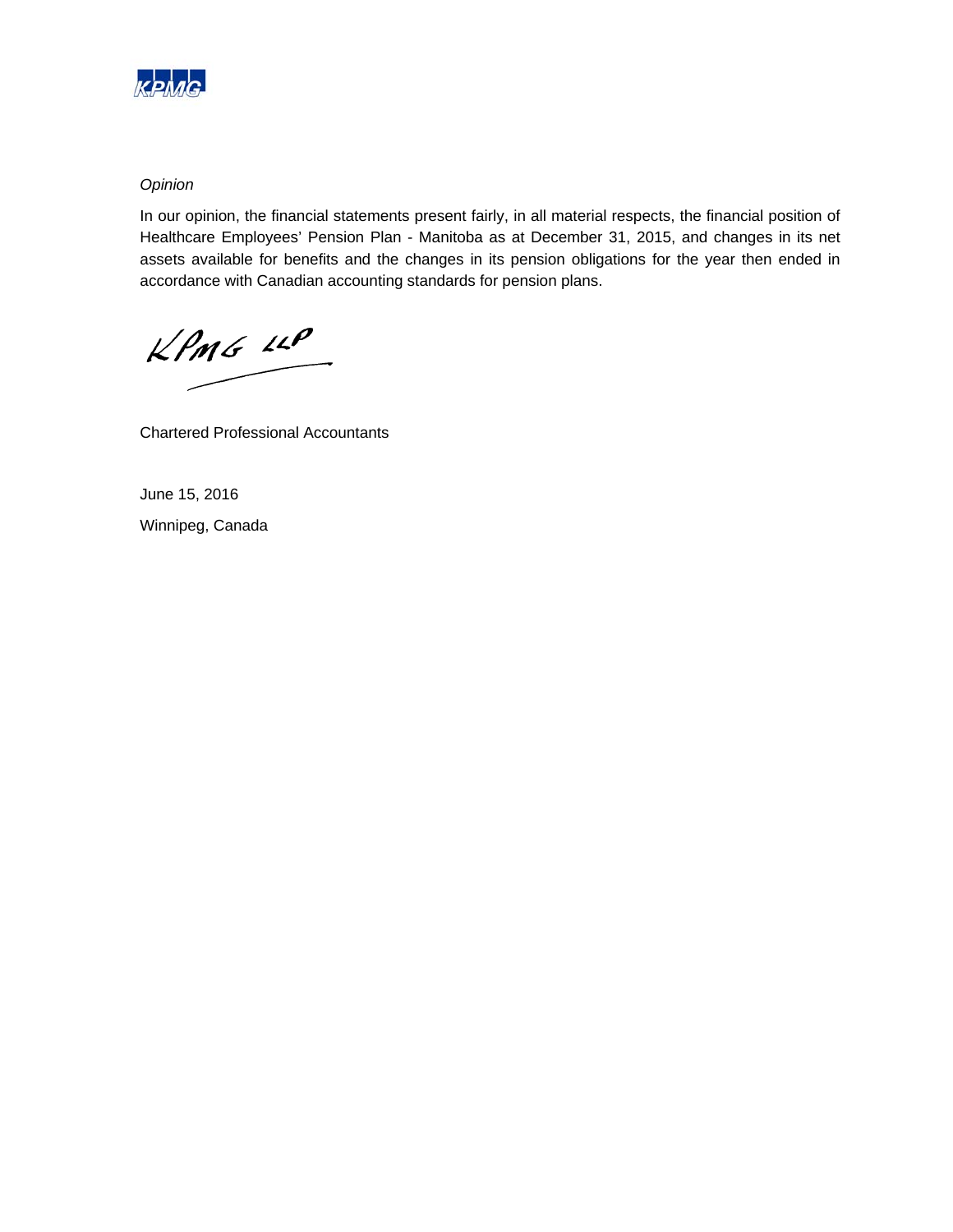*Opinion*

In our opinion, the financial statements present fairly, in all material respects, the financial position of Healthcare Employees' Pension Plan - Manitoba as at December 31, 2015, and changes in its net assets available for benefits and the changes in its pension obligations for the year then ended in accordance with Canadian accounting standards for pension plans.

KPMG LLP

Chartered Professional Accountants

June 15, 2016

Winnipeg, Canada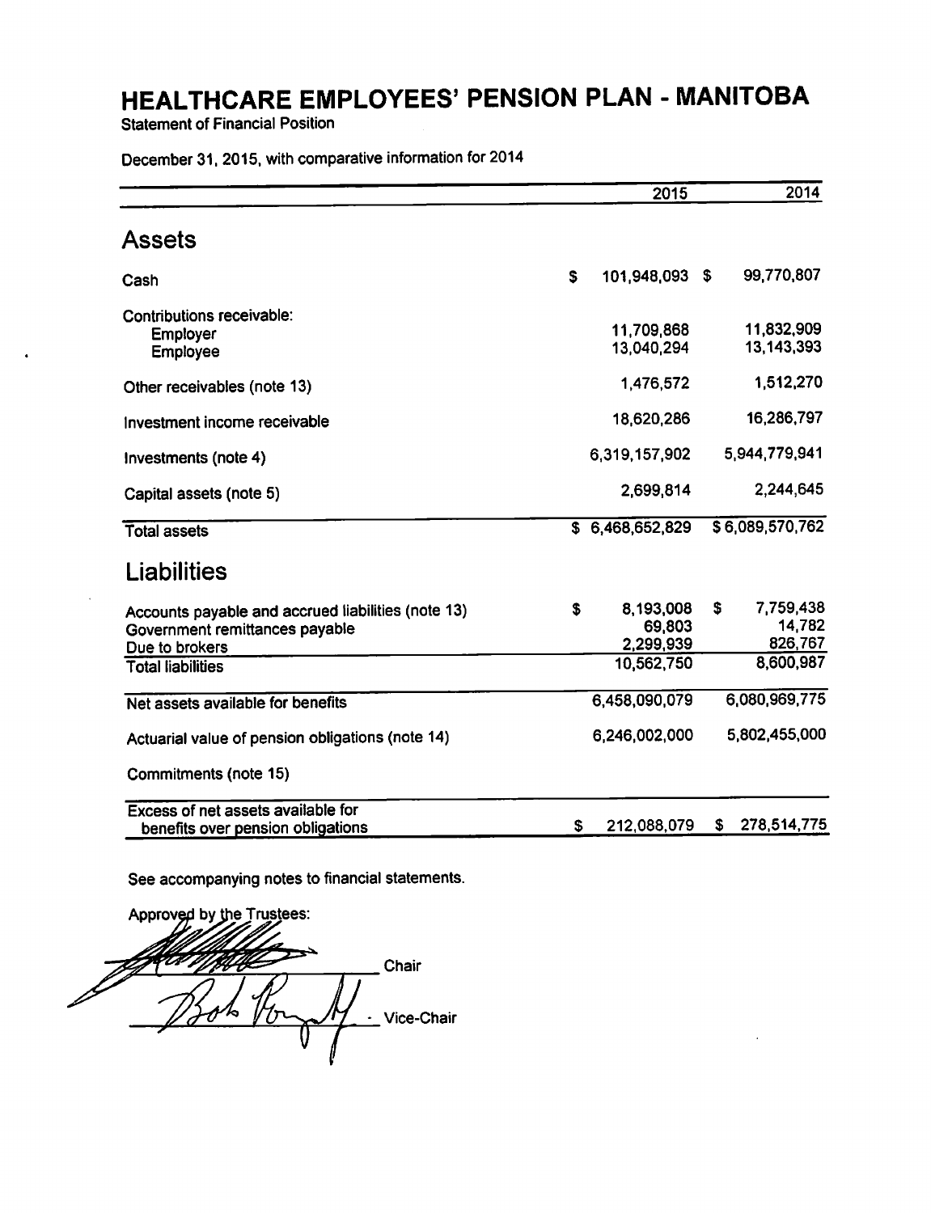# HEALTHCARE EMPLOYEES' PENSION PLAN - MANITOBA

Statement of Financial Position

December 31, 2015, with comparative information for 2014

| | 2015 | 2014 |
|---|---|---|
| **Assets** | | |
| Cash | $ 101,948,093 | $ 99,770,807 |
| Contributions receivable: | | |
| Employer | 11,709,868 | 11,832,909 |
| Employee | 13,040,294 | 13,143,393 |
| Other receivables (note 13) | 1,476,572 | 1,512,270 |
| Investment income receivable | 18,620,286 | 16,286,797 |
| Investments (note 4) | 6,319,157,902 | 5,944,779,941 |
| Capital assets (note 5) | 2,699,814 | 2,244,645 |
| Total assets | $ 6,468,652,829 | $ 6,089,570,762 |
| **Liabilities** | | |
| Accounts payable and accrued liabilities (note 13) | $ 8,193,008 | $ 7,759,438 |
| Government remittances payable | 69,803 | 14,782 |
| Due to brokers | 2,299,939 | 826,767 |
| Total liabilities | 10,562,750 | 8,600,987 |
| Net assets available for benefits | 6,458,090,079 | 6,080,969,775 |
| Actuarial value of pension obligations (note 14) | 6,246,002,000 | 5,802,455,000 |
| Commitments (note 15) | | |
| Excess of net assets available for benefits over pension obligations | $ 212,088,079 | $ 278,514,775 |

See accompanying notes to financial statements.

Approved by the Trustees:

_______________ Chair

_______________ Vice-Chair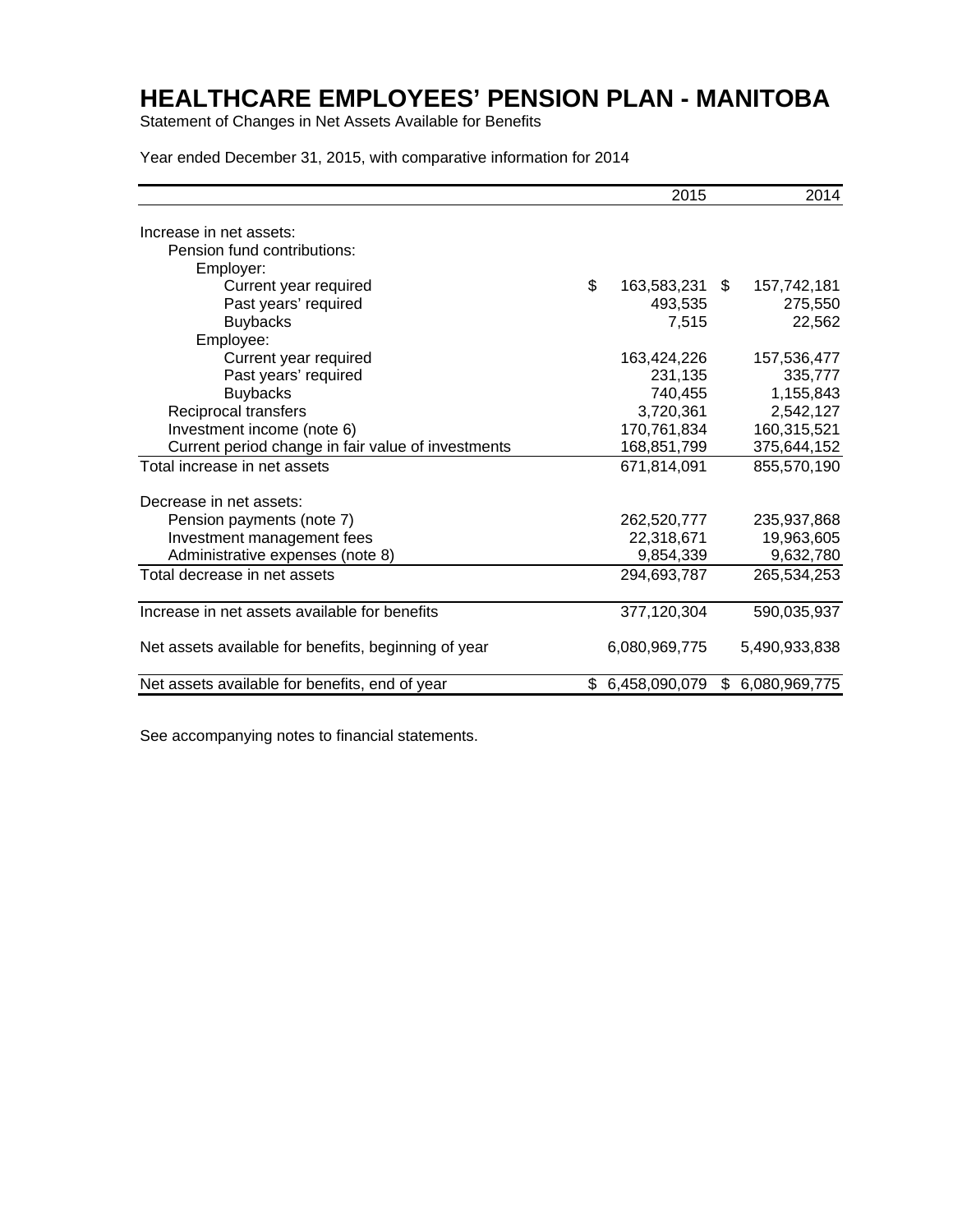# HEALTHCARE EMPLOYEES' PENSION PLAN - MANITOBA

Statement of Changes in Net Assets Available for Benefits

Year ended December 31, 2015, with comparative information for 2014

| | 2015 | 2014 |
|---|---|---|
| Increase in net assets: | | |
| Pension fund contributions: | | |
| Employer: | | |
| Current year required | $ 163,583,231 | $ 157,742,181 |
| Past years' required | 493,535 | 275,550 |
| Buybacks | 7,515 | 22,562 |
| Employee: | | |
| Current year required | 163,424,226 | 157,536,477 |
| Past years' required | 231,135 | 335,777 |
| Buybacks | 740,455 | 1,155,843 |
| Reciprocal transfers | 3,720,361 | 2,542,127 |
| Investment income (note 6) | 170,761,834 | 160,315,521 |
| Current period change in fair value of investments | 168,851,799 | 375,644,152 |
| Total increase in net assets | 671,814,091 | 855,570,190 |
| Decrease in net assets: | | |
| Pension payments (note 7) | 262,520,777 | 235,937,868 |
| Investment management fees | 22,318,671 | 19,963,605 |
| Administrative expenses (note 8) | 9,854,339 | 9,632,780 |
| Total decrease in net assets | 294,693,787 | 265,534,253 |
| Increase in net assets available for benefits | 377,120,304 | 590,035,937 |
| Net assets available for benefits, beginning of year | 6,080,969,775 | 5,490,933,838 |
| Net assets available for benefits, end of year | $ 6,458,090,079 | $ 6,080,969,775 |

See accompanying notes to financial statements.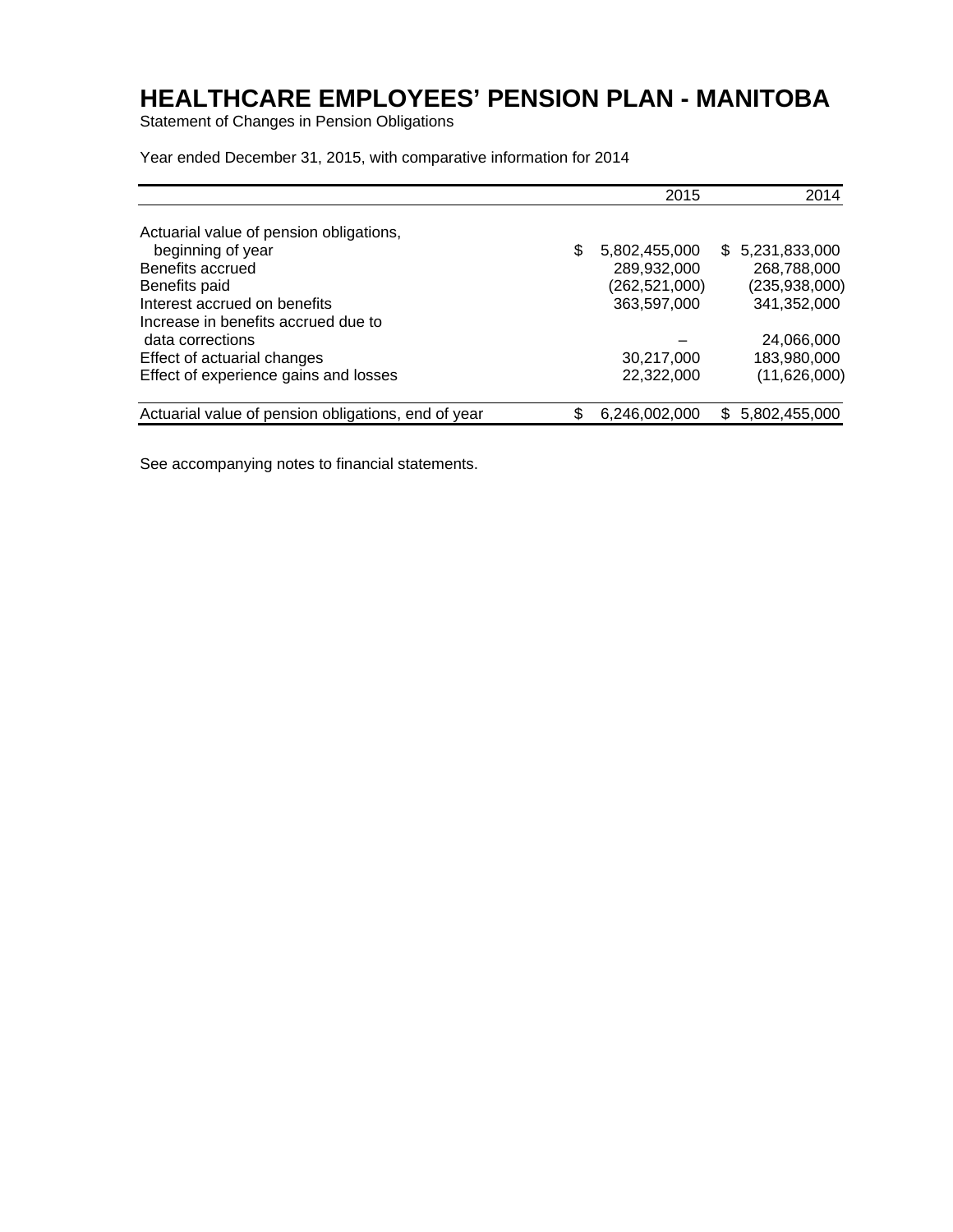# HEALTHCARE EMPLOYEES' PENSION PLAN - MANITOBA

Statement of Changes in Pension Obligations

Year ended December 31, 2015, with comparative information for 2014

| | 2015 | 2014 |
|---|---|---|
| Actuarial value of pension obligations, beginning of year | $ 5,802,455,000 | $ 5,231,833,000 |
| Benefits accrued | 289,932,000 | 268,788,000 |
| Benefits paid | (262,521,000) | (235,938,000) |
| Interest accrued on benefits | 363,597,000 | 341,352,000 |
| Increase in benefits accrued due to data corrections | – | 24,066,000 |
| Effect of actuarial changes | 30,217,000 | 183,980,000 |
| Effect of experience gains and losses | 22,322,000 | (11,626,000) |
| Actuarial value of pension obligations, end of year | $ 6,246,002,000 | $ 5,802,455,000 |

See accompanying notes to financial statements.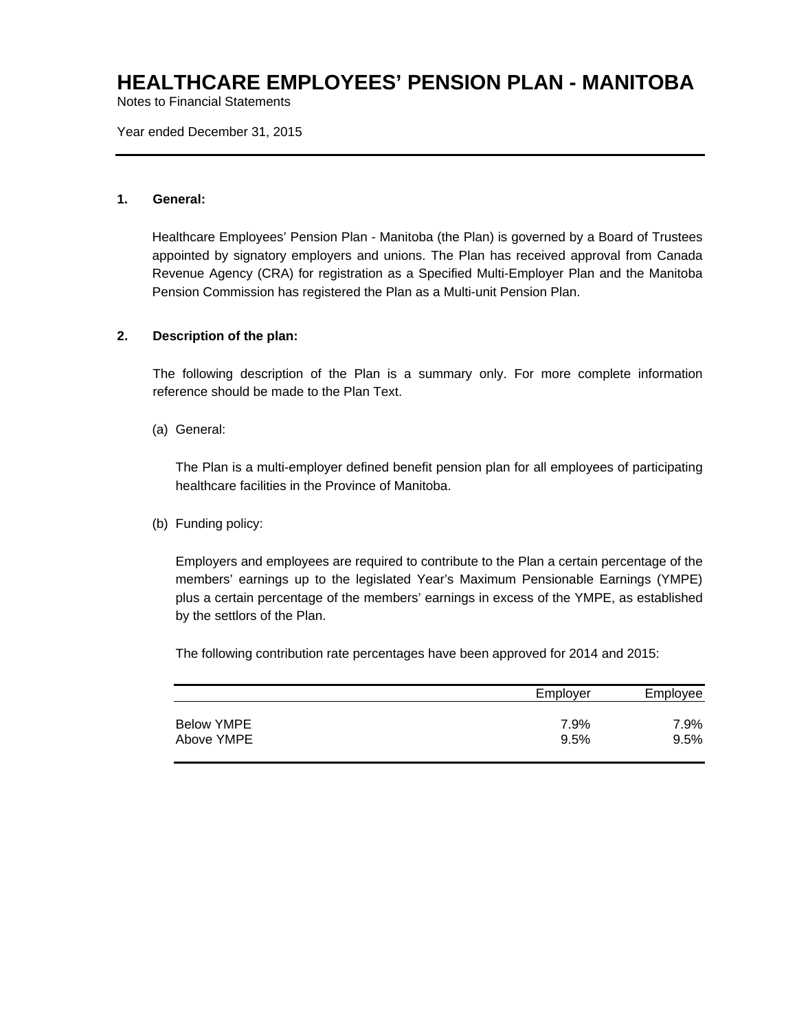# HEALTHCARE EMPLOYEES' PENSION PLAN - MANITOBA

Notes to Financial Statements

Year ended December 31, 2015

**1. General:**

Healthcare Employees' Pension Plan - Manitoba (the Plan) is governed by a Board of Trustees appointed by signatory employers and unions. The Plan has received approval from Canada Revenue Agency (CRA) for registration as a Specified Multi-Employer Plan and the Manitoba Pension Commission has registered the Plan as a Multi-unit Pension Plan.

**2. Description of the plan:**

The following description of the Plan is a summary only. For more complete information reference should be made to the Plan Text.

(a) General:

The Plan is a multi-employer defined benefit pension plan for all employees of participating healthcare facilities in the Province of Manitoba.

(b) Funding policy:

Employers and employees are required to contribute to the Plan a certain percentage of the members' earnings up to the legislated Year's Maximum Pensionable Earnings (YMPE) plus a certain percentage of the members' earnings in excess of the YMPE, as established by the settlors of the Plan.

The following contribution rate percentages have been approved for 2014 and 2015:

| | Employer | Employee |
|---|---|---|
| Below YMPE | 7.9% | 7.9% |
| Above YMPE | 9.5% | 9.5% |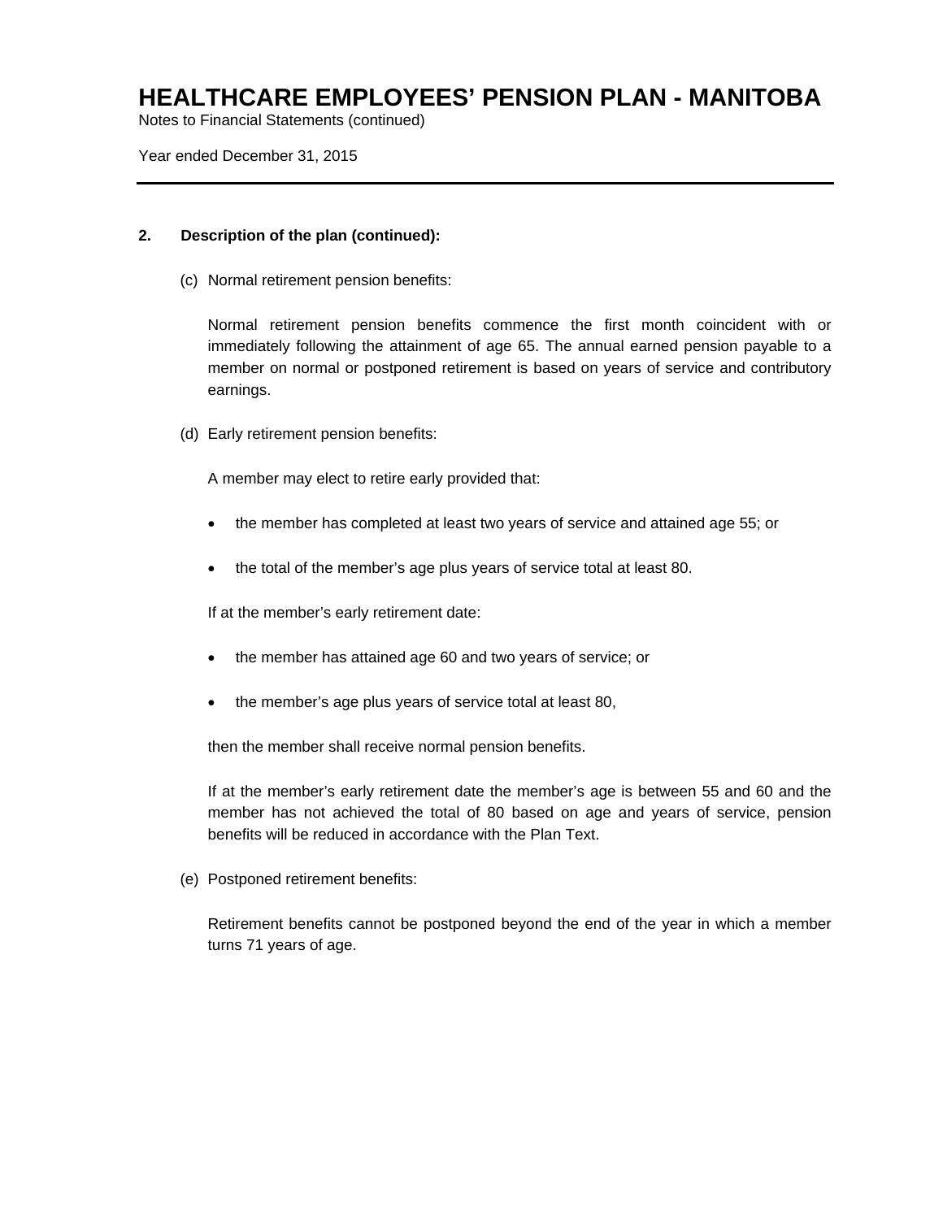## 2. Description of the plan (continued):

(c) Normal retirement pension benefits:

Normal retirement pension benefits commence the first month coincident with or immediately following the attainment of age 65. The annual earned pension payable to a member on normal or postponed retirement is based on years of service and contributory earnings.

(d) Early retirement pension benefits:

A member may elect to retire early provided that:

- the member has completed at least two years of service and attained age 55; or
- the total of the member's age plus years of service total at least 80.

If at the member's early retirement date:

- the member has attained age 60 and two years of service; or
- the member's age plus years of service total at least 80,

then the member shall receive normal pension benefits.

If at the member's early retirement date the member's age is between 55 and 60 and the member has not achieved the total of 80 based on age and years of service, pension benefits will be reduced in accordance with the Plan Text.

(e) Postponed retirement benefits:

Retirement benefits cannot be postponed beyond the end of the year in which a member turns 71 years of age.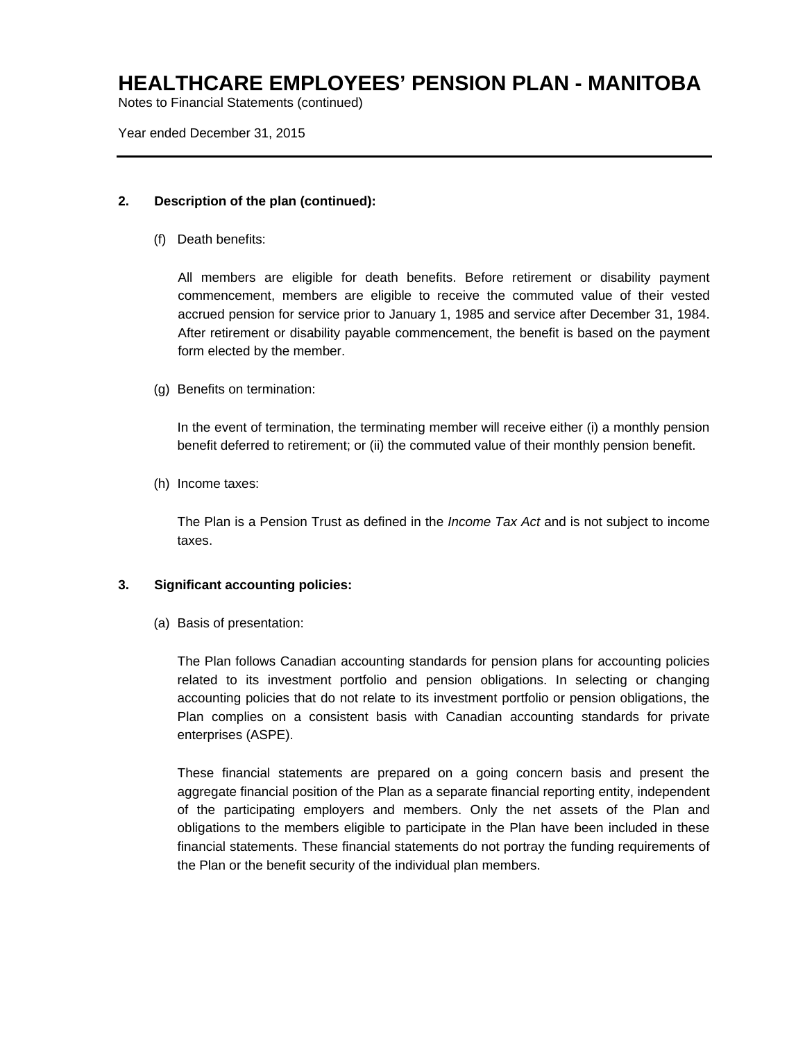## 2. Description of the plan (continued):

(f) Death benefits:

All members are eligible for death benefits. Before retirement or disability payment commencement, members are eligible to receive the commuted value of their vested accrued pension for service prior to January 1, 1985 and service after December 31, 1984. After retirement or disability payable commencement, the benefit is based on the payment form elected by the member.

(g) Benefits on termination:

In the event of termination, the terminating member will receive either (i) a monthly pension benefit deferred to retirement; or (ii) the commuted value of their monthly pension benefit.

(h) Income taxes:

The Plan is a Pension Trust as defined in the *Income Tax Act* and is not subject to income taxes.

## 3. Significant accounting policies:

(a) Basis of presentation:

The Plan follows Canadian accounting standards for pension plans for accounting policies related to its investment portfolio and pension obligations. In selecting or changing accounting policies that do not relate to its investment portfolio or pension obligations, the Plan complies on a consistent basis with Canadian accounting standards for private enterprises (ASPE).

These financial statements are prepared on a going concern basis and present the aggregate financial position of the Plan as a separate financial reporting entity, independent of the participating employers and members. Only the net assets of the Plan and obligations to the members eligible to participate in the Plan have been included in these financial statements. These financial statements do not portray the funding requirements of the Plan or the benefit security of the individual plan members.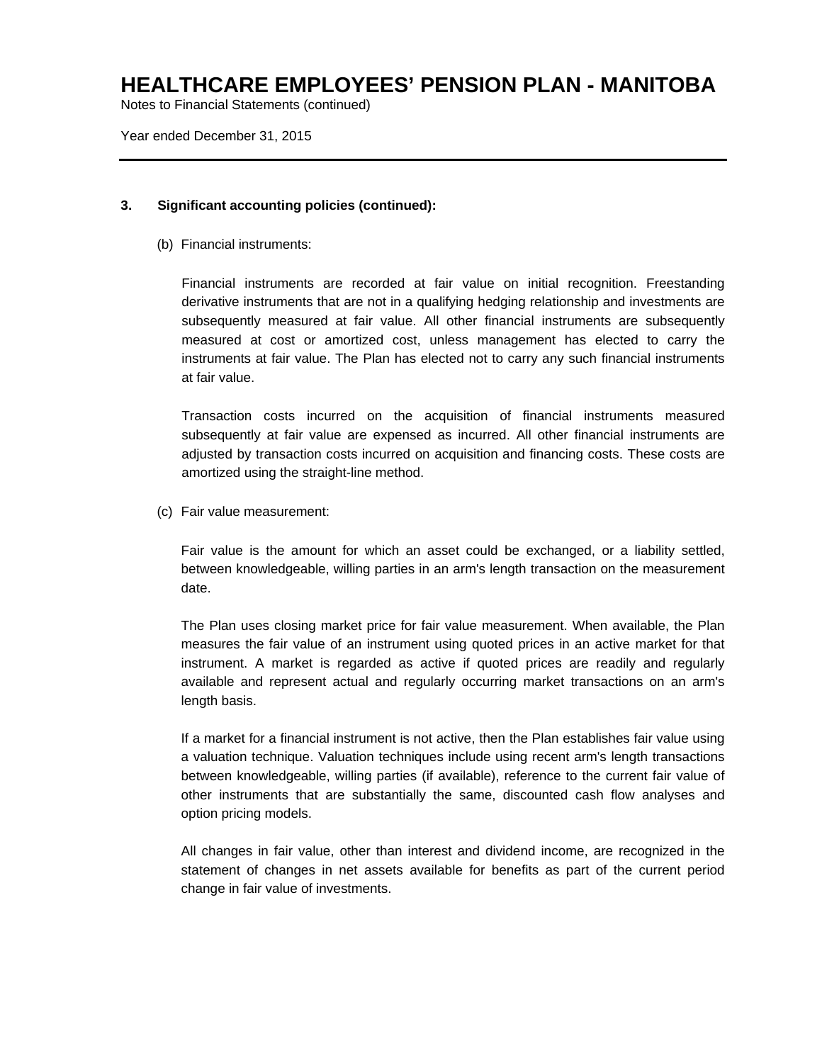## 3. Significant accounting policies (continued):

(b) Financial instruments:

Financial instruments are recorded at fair value on initial recognition. Freestanding derivative instruments that are not in a qualifying hedging relationship and investments are subsequently measured at fair value. All other financial instruments are subsequently measured at cost or amortized cost, unless management has elected to carry the instruments at fair value. The Plan has elected not to carry any such financial instruments at fair value.

Transaction costs incurred on the acquisition of financial instruments measured subsequently at fair value are expensed as incurred. All other financial instruments are adjusted by transaction costs incurred on acquisition and financing costs. These costs are amortized using the straight-line method.

(c) Fair value measurement:

Fair value is the amount for which an asset could be exchanged, or a liability settled, between knowledgeable, willing parties in an arm's length transaction on the measurement date.

The Plan uses closing market price for fair value measurement. When available, the Plan measures the fair value of an instrument using quoted prices in an active market for that instrument. A market is regarded as active if quoted prices are readily and regularly available and represent actual and regularly occurring market transactions on an arm's length basis.

If a market for a financial instrument is not active, then the Plan establishes fair value using a valuation technique. Valuation techniques include using recent arm's length transactions between knowledgeable, willing parties (if available), reference to the current fair value of other instruments that are substantially the same, discounted cash flow analyses and option pricing models.

All changes in fair value, other than interest and dividend income, are recognized in the statement of changes in net assets available for benefits as part of the current period change in fair value of investments.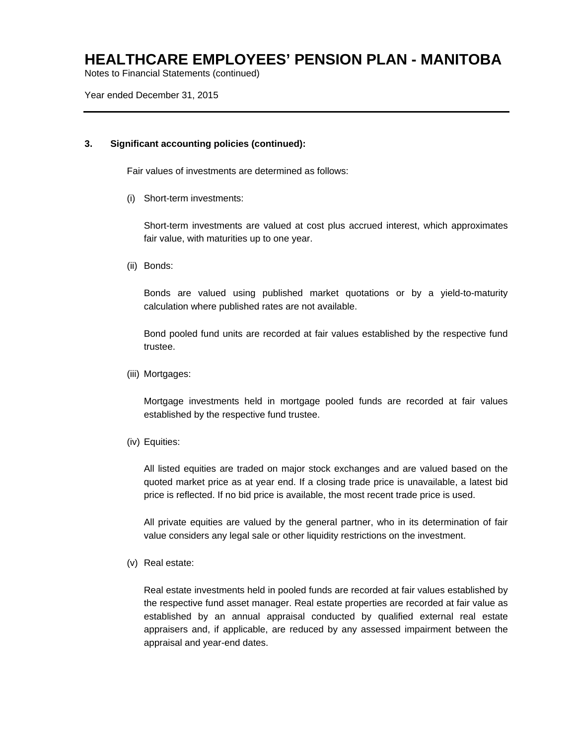### 3. Significant accounting policies (continued):

Fair values of investments are determined as follows:

(i) Short-term investments:

Short-term investments are valued at cost plus accrued interest, which approximates fair value, with maturities up to one year.

(ii) Bonds:

Bonds are valued using published market quotations or by a yield-to-maturity calculation where published rates are not available.

Bond pooled fund units are recorded at fair values established by the respective fund trustee.

(iii) Mortgages:

Mortgage investments held in mortgage pooled funds are recorded at fair values established by the respective fund trustee.

(iv) Equities:

All listed equities are traded on major stock exchanges and are valued based on the quoted market price as at year end. If a closing trade price is unavailable, a latest bid price is reflected. If no bid price is available, the most recent trade price is used.

All private equities are valued by the general partner, who in its determination of fair value considers any legal sale or other liquidity restrictions on the investment.

(v) Real estate:

Real estate investments held in pooled funds are recorded at fair values established by the respective fund asset manager. Real estate properties are recorded at fair value as established by an annual appraisal conducted by qualified external real estate appraisers and, if applicable, are reduced by any assessed impairment between the appraisal and year-end dates.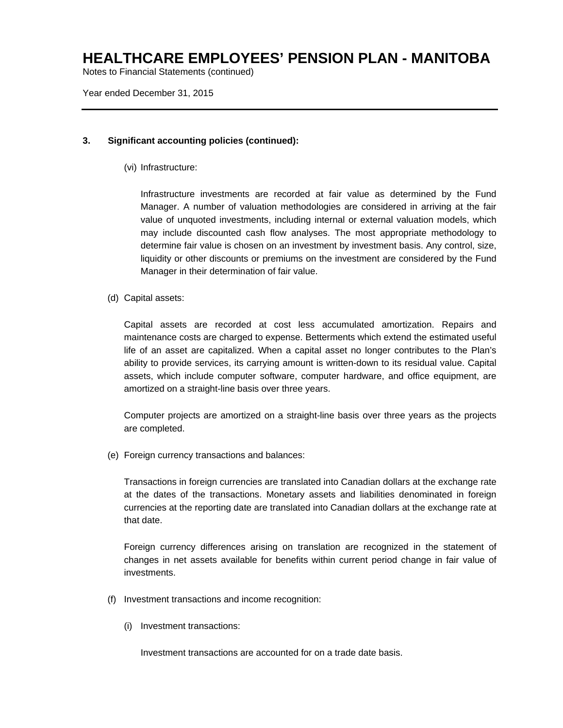**3. Significant accounting policies (continued):**

(vi) Infrastructure:

Infrastructure investments are recorded at fair value as determined by the Fund Manager. A number of valuation methodologies are considered in arriving at the fair value of unquoted investments, including internal or external valuation models, which may include discounted cash flow analyses. The most appropriate methodology to determine fair value is chosen on an investment by investment basis. Any control, size, liquidity or other discounts or premiums on the investment are considered by the Fund Manager in their determination of fair value.

(d) Capital assets:

Capital assets are recorded at cost less accumulated amortization. Repairs and maintenance costs are charged to expense. Betterments which extend the estimated useful life of an asset are capitalized. When a capital asset no longer contributes to the Plan's ability to provide services, its carrying amount is written-down to its residual value. Capital assets, which include computer software, computer hardware, and office equipment, are amortized on a straight-line basis over three years.

Computer projects are amortized on a straight-line basis over three years as the projects are completed.

(e) Foreign currency transactions and balances:

Transactions in foreign currencies are translated into Canadian dollars at the exchange rate at the dates of the transactions. Monetary assets and liabilities denominated in foreign currencies at the reporting date are translated into Canadian dollars at the exchange rate at that date.

Foreign currency differences arising on translation are recognized in the statement of changes in net assets available for benefits within current period change in fair value of investments.

(f) Investment transactions and income recognition:

(i) Investment transactions:

Investment transactions are accounted for on a trade date basis.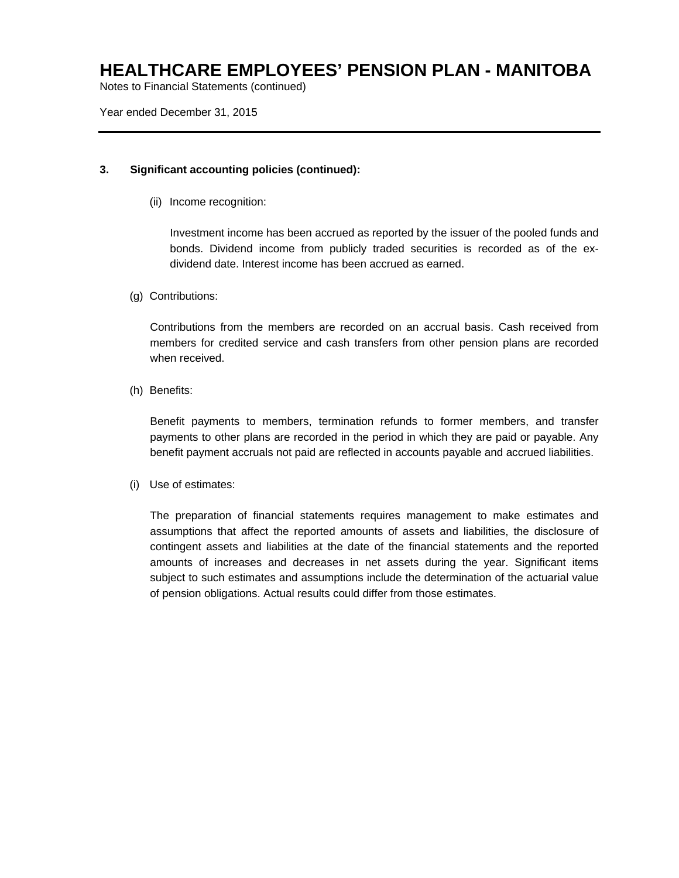# HEALTHCARE EMPLOYEES' PENSION PLAN - MANITOBA

Notes to Financial Statements (continued)

Year ended December 31, 2015

---

**3. Significant accounting policies (continued):**

(ii) Income recognition:

Investment income has been accrued as reported by the issuer of the pooled funds and bonds. Dividend income from publicly traded securities is recorded as of the ex-dividend date. Interest income has been accrued as earned.

(g) Contributions:

Contributions from the members are recorded on an accrual basis. Cash received from members for credited service and cash transfers from other pension plans are recorded when received.

(h) Benefits:

Benefit payments to members, termination refunds to former members, and transfer payments to other plans are recorded in the period in which they are paid or payable. Any benefit payment accruals not paid are reflected in accounts payable and accrued liabilities.

(i) Use of estimates:

The preparation of financial statements requires management to make estimates and assumptions that affect the reported amounts of assets and liabilities, the disclosure of contingent assets and liabilities at the date of the financial statements and the reported amounts of increases and decreases in net assets during the year. Significant items subject to such estimates and assumptions include the determination of the actuarial value of pension obligations. Actual results could differ from those estimates.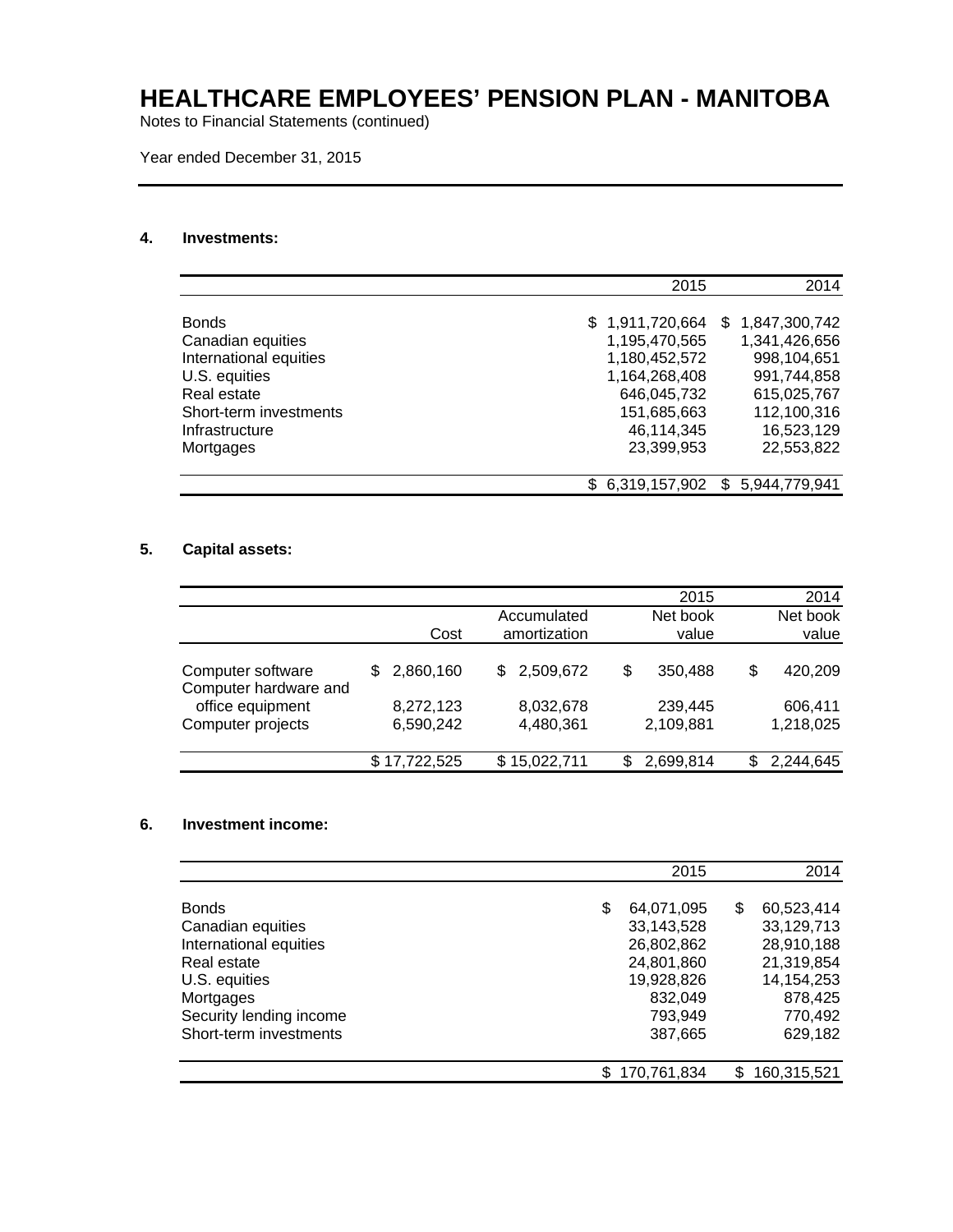# HEALTHCARE EMPLOYEES' PENSION PLAN - MANITOBA

Notes to Financial Statements (continued)

Year ended December 31, 2015

## 4. Investments:

| | 2015 | 2014 |
|---|---|---|
| Bonds | $ 1,911,720,664 | $ 1,847,300,742 |
| Canadian equities | 1,195,470,565 | 1,341,426,656 |
| International equities | 1,180,452,572 | 998,104,651 |
| U.S. equities | 1,164,268,408 | 991,744,858 |
| Real estate | 646,045,732 | 615,025,767 |
| Short-term investments | 151,685,663 | 112,100,316 |
| Infrastructure | 46,114,345 | 16,523,129 |
| Mortgages | 23,399,953 | 22,553,822 |
| | $ 6,319,157,902 | $ 5,944,779,941 |

## 5. Capital assets:

| | | | 2015 | 2014 |
|---|---|---|---|---|
| | Cost | Accumulated amortization | Net book value | Net book value |
| Computer software | $ 2,860,160 | $ 2,509,672 | $ 350,488 | $ 420,209 |
| Computer hardware and office equipment | 8,272,123 | 8,032,678 | 239,445 | 606,411 |
| Computer projects | 6,590,242 | 4,480,361 | 2,109,881 | 1,218,025 |
| | $ 17,722,525 | $ 15,022,711 | $ 2,699,814 | $ 2,244,645 |

## 6. Investment income:

| | 2015 | 2014 |
|---|---|---|
| Bonds | $ 64,071,095 | $ 60,523,414 |
| Canadian equities | 33,143,528 | 33,129,713 |
| International equities | 26,802,862 | 28,910,188 |
| Real estate | 24,801,860 | 21,319,854 |
| U.S. equities | 19,928,826 | 14,154,253 |
| Mortgages | 832,049 | 878,425 |
| Security lending income | 793,949 | 770,492 |
| Short-term investments | 387,665 | 629,182 |
| | $ 170,761,834 | $ 160,315,521 |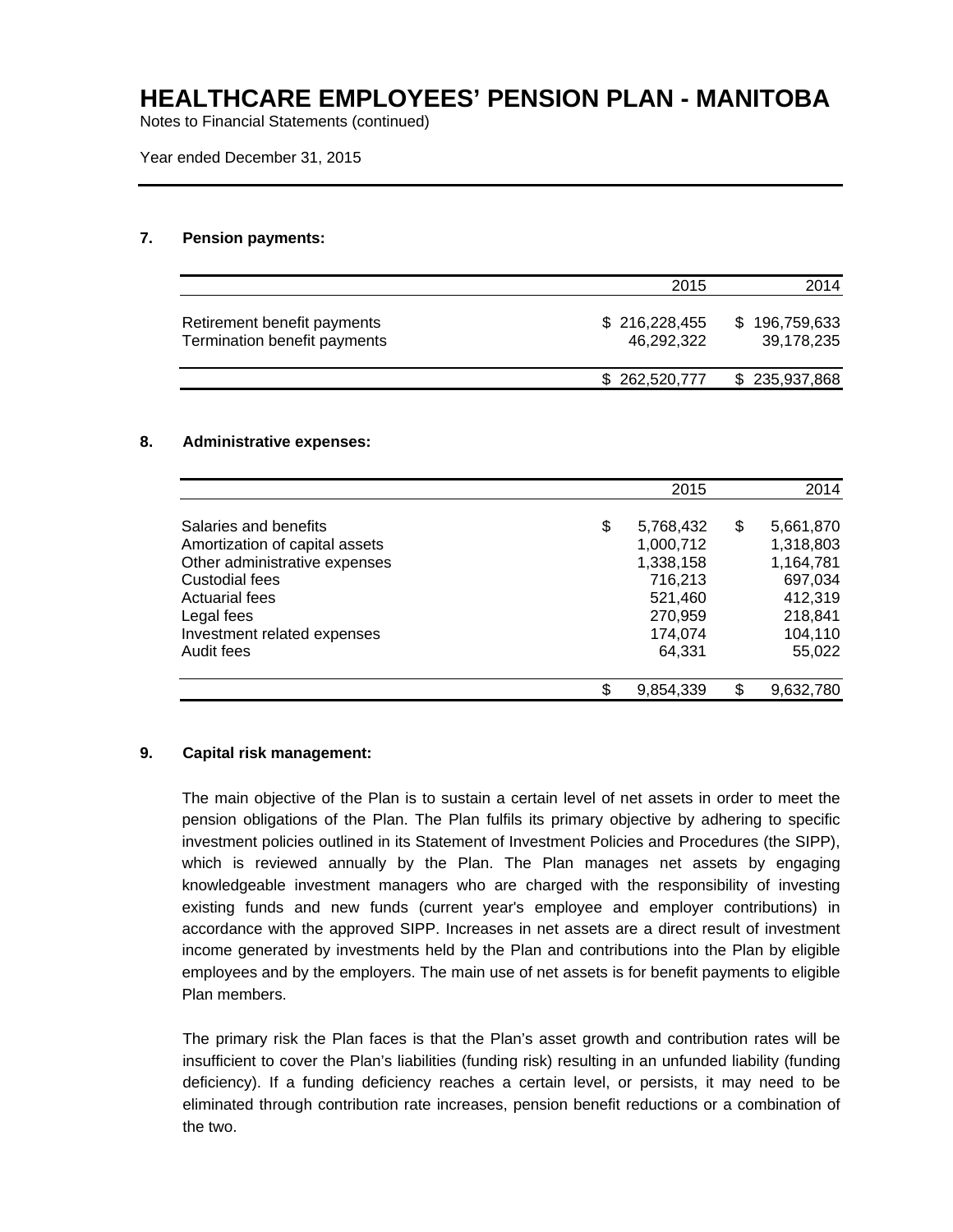# HEALTHCARE EMPLOYEES' PENSION PLAN - MANITOBA

Notes to Financial Statements (continued)

Year ended December 31, 2015

## 7. Pension payments:

| | 2015 | 2014 |
|---|---:|---:|
| Retirement benefit payments | $ 216,228,455 | $ 196,759,633 |
| Termination benefit payments | 46,292,322 | 39,178,235 |
| | $ 262,520,777 | $ 235,937,868 |

## 8. Administrative expenses:

| | 2015 | 2014 |
|---|---:|---:|
| Salaries and benefits | $ 5,768,432 | $ 5,661,870 |
| Amortization of capital assets | 1,000,712 | 1,318,803 |
| Other administrative expenses | 1,338,158 | 1,164,781 |
| Custodial fees | 716,213 | 697,034 |
| Actuarial fees | 521,460 | 412,319 |
| Legal fees | 270,959 | 218,841 |
| Investment related expenses | 174,074 | 104,110 |
| Audit fees | 64,331 | 55,022 |
| | $ 9,854,339 | $ 9,632,780 |

## 9. Capital risk management:

The main objective of the Plan is to sustain a certain level of net assets in order to meet the pension obligations of the Plan. The Plan fulfils its primary objective by adhering to specific investment policies outlined in its Statement of Investment Policies and Procedures (the SIPP), which is reviewed annually by the Plan. The Plan manages net assets by engaging knowledgeable investment managers who are charged with the responsibility of investing existing funds and new funds (current year's employee and employer contributions) in accordance with the approved SIPP. Increases in net assets are a direct result of investment income generated by investments held by the Plan and contributions into the Plan by eligible employees and by the employers. The main use of net assets is for benefit payments to eligible Plan members.

The primary risk the Plan faces is that the Plan's asset growth and contribution rates will be insufficient to cover the Plan's liabilities (funding risk) resulting in an unfunded liability (funding deficiency). If a funding deficiency reaches a certain level, or persists, it may need to be eliminated through contribution rate increases, pension benefit reductions or a combination of the two.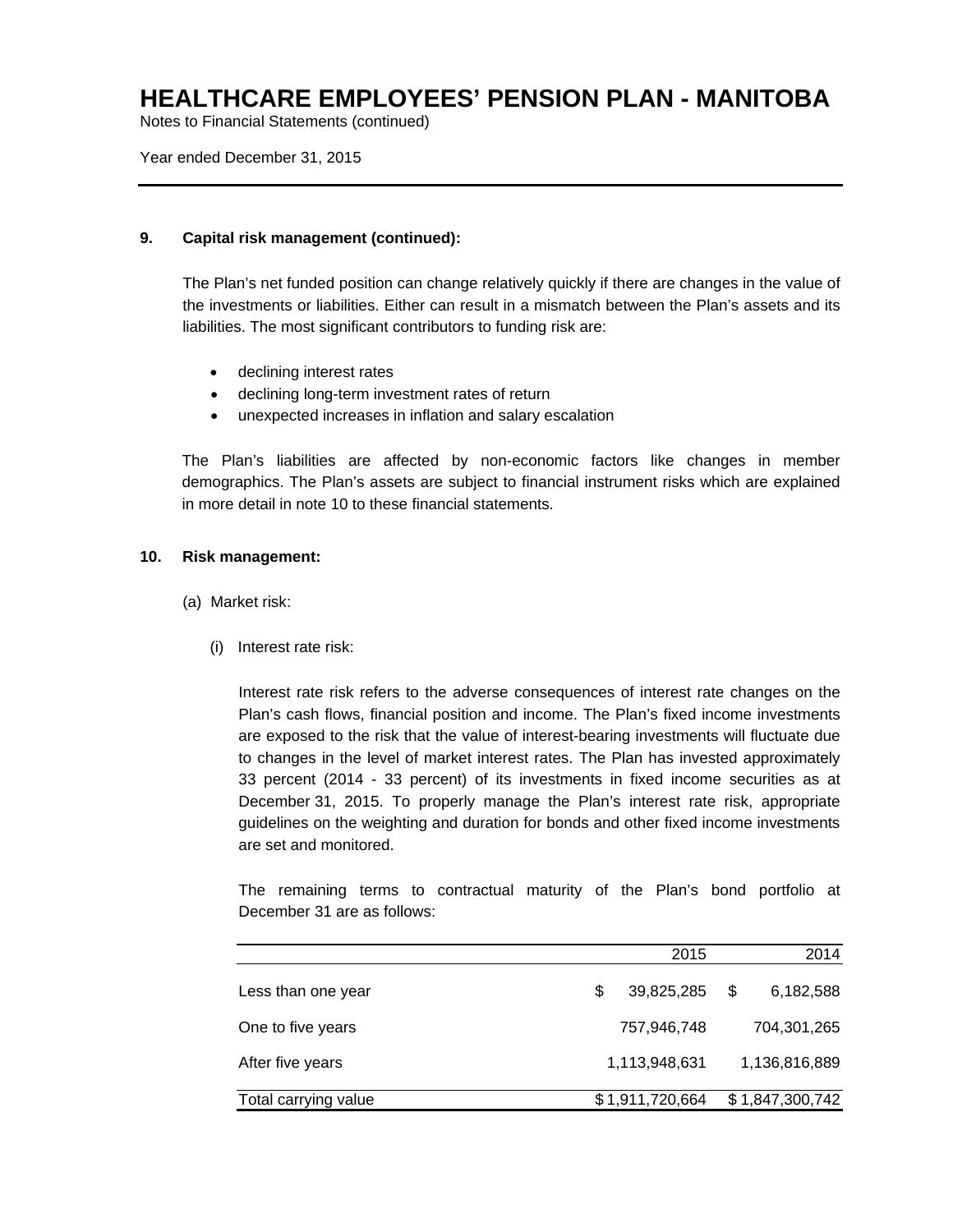**9. Capital risk management (continued):**

The Plan's net funded position can change relatively quickly if there are changes in the value of the investments or liabilities. Either can result in a mismatch between the Plan's assets and its liabilities. The most significant contributors to funding risk are:

- declining interest rates
- declining long-term investment rates of return
- unexpected increases in inflation and salary escalation

The Plan's liabilities are affected by non-economic factors like changes in member demographics. The Plan's assets are subject to financial instrument risks which are explained in more detail in note 10 to these financial statements.

**10. Risk management:**

(a) Market risk:

(i) Interest rate risk:

Interest rate risk refers to the adverse consequences of interest rate changes on the Plan's cash flows, financial position and income. The Plan's fixed income investments are exposed to the risk that the value of interest-bearing investments will fluctuate due to changes in the level of market interest rates. The Plan has invested approximately 33 percent (2014 - 33 percent) of its investments in fixed income securities as at December 31, 2015. To properly manage the Plan's interest rate risk, appropriate guidelines on the weighting and duration for bonds and other fixed income investments are set and monitored.

The remaining terms to contractual maturity of the Plan's bond portfolio at December 31 are as follows:

| | 2015 | 2014 |
|---|---|---|
| Less than one year | $ 39,825,285 | $ 6,182,588 |
| One to five years | 757,946,748 | 704,301,265 |
| After five years | 1,113,948,631 | 1,136,816,889 |
| Total carrying value | $ 1,911,720,664 | $ 1,847,300,742 |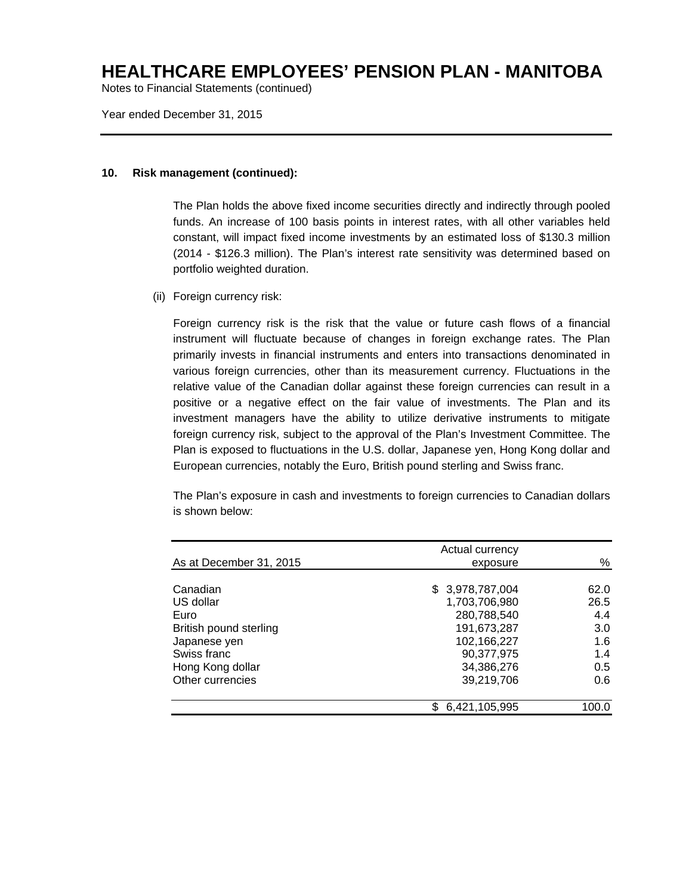### 10. Risk management (continued):

The Plan holds the above fixed income securities directly and indirectly through pooled funds. An increase of 100 basis points in interest rates, with all other variables held constant, will impact fixed income investments by an estimated loss of $130.3 million (2014 - $126.3 million). The Plan's interest rate sensitivity was determined based on portfolio weighted duration.

(ii) Foreign currency risk:

Foreign currency risk is the risk that the value or future cash flows of a financial instrument will fluctuate because of changes in foreign exchange rates. The Plan primarily invests in financial instruments and enters into transactions denominated in various foreign currencies, other than its measurement currency. Fluctuations in the relative value of the Canadian dollar against these foreign currencies can result in a positive or a negative effect on the fair value of investments. The Plan and its investment managers have the ability to utilize derivative instruments to mitigate foreign currency risk, subject to the approval of the Plan's Investment Committee. The Plan is exposed to fluctuations in the U.S. dollar, Japanese yen, Hong Kong dollar and European currencies, notably the Euro, British pound sterling and Swiss franc.

The Plan's exposure in cash and investments to foreign currencies to Canadian dollars is shown below:

| As at December 31, 2015 | Actual currency exposure | % |
|---|---|---|
| Canadian | $ 3,978,787,004 | 62.0 |
| US dollar | 1,703,706,980 | 26.5 |
| Euro | 280,788,540 | 4.4 |
| British pound sterling | 191,673,287 | 3.0 |
| Japanese yen | 102,166,227 | 1.6 |
| Swiss franc | 90,377,975 | 1.4 |
| Hong Kong dollar | 34,386,276 | 0.5 |
| Other currencies | 39,219,706 | 0.6 |
| | $ 6,421,105,995 | 100.0 |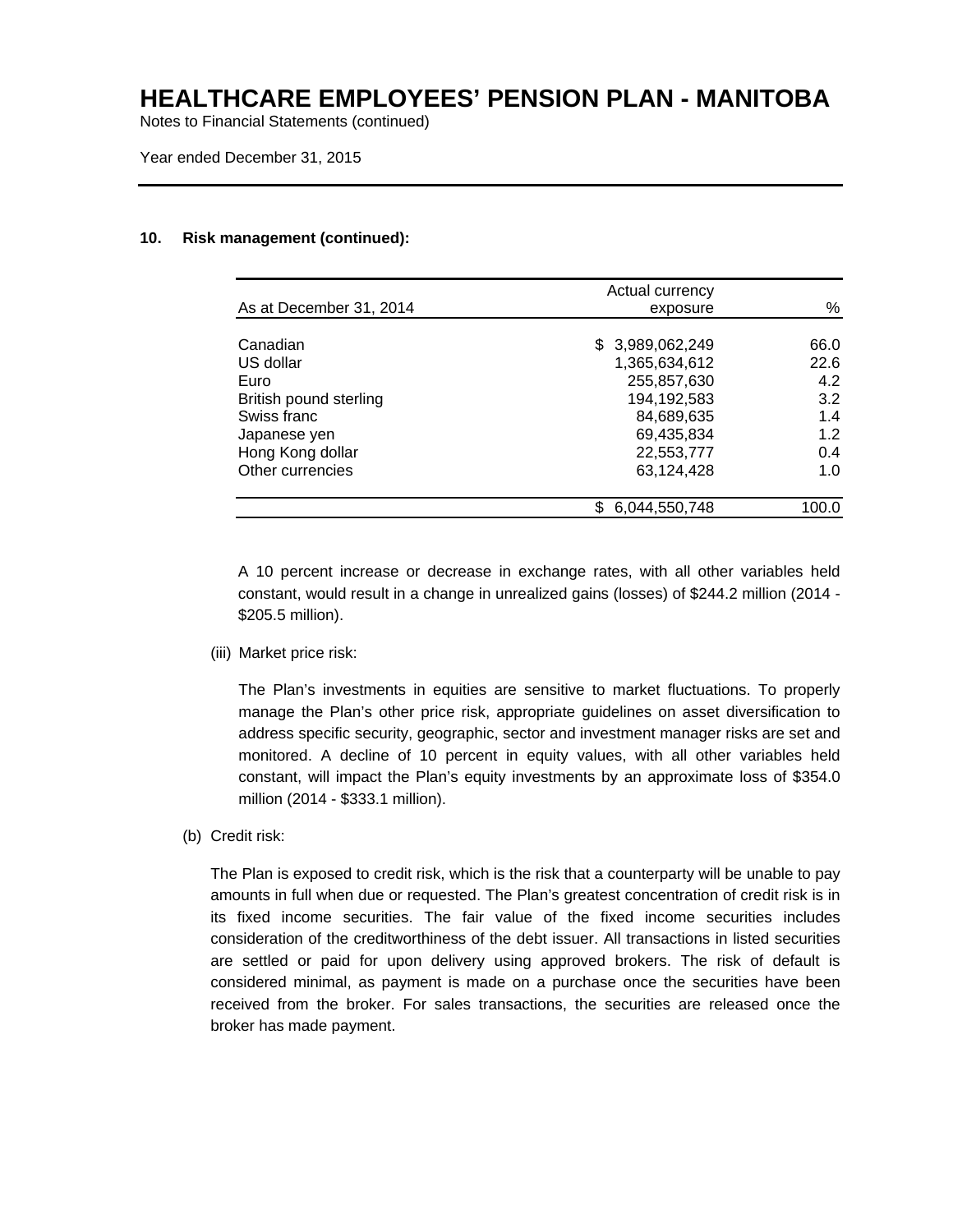**10. Risk management (continued):**

| As at December 31, 2014 | Actual currency exposure | % |
|---|---|---|
| Canadian | $ 3,989,062,249 | 66.0 |
| US dollar | 1,365,634,612 | 22.6 |
| Euro | 255,857,630 | 4.2 |
| British pound sterling | 194,192,583 | 3.2 |
| Swiss franc | 84,689,635 | 1.4 |
| Japanese yen | 69,435,834 | 1.2 |
| Hong Kong dollar | 22,553,777 | 0.4 |
| Other currencies | 63,124,428 | 1.0 |
| | $ 6,044,550,748 | 100.0 |

A 10 percent increase or decrease in exchange rates, with all other variables held constant, would result in a change in unrealized gains (losses) of $244.2 million (2014 - $205.5 million).

(iii) Market price risk:

The Plan's investments in equities are sensitive to market fluctuations. To properly manage the Plan's other price risk, appropriate guidelines on asset diversification to address specific security, geographic, sector and investment manager risks are set and monitored. A decline of 10 percent in equity values, with all other variables held constant, will impact the Plan's equity investments by an approximate loss of $354.0 million (2014 - $333.1 million).

(b) Credit risk:

The Plan is exposed to credit risk, which is the risk that a counterparty will be unable to pay amounts in full when due or requested. The Plan's greatest concentration of credit risk is in its fixed income securities. The fair value of the fixed income securities includes consideration of the creditworthiness of the debt issuer. All transactions in listed securities are settled or paid for upon delivery using approved brokers. The risk of default is considered minimal, as payment is made on a purchase once the securities have been received from the broker. For sales transactions, the securities are released once the broker has made payment.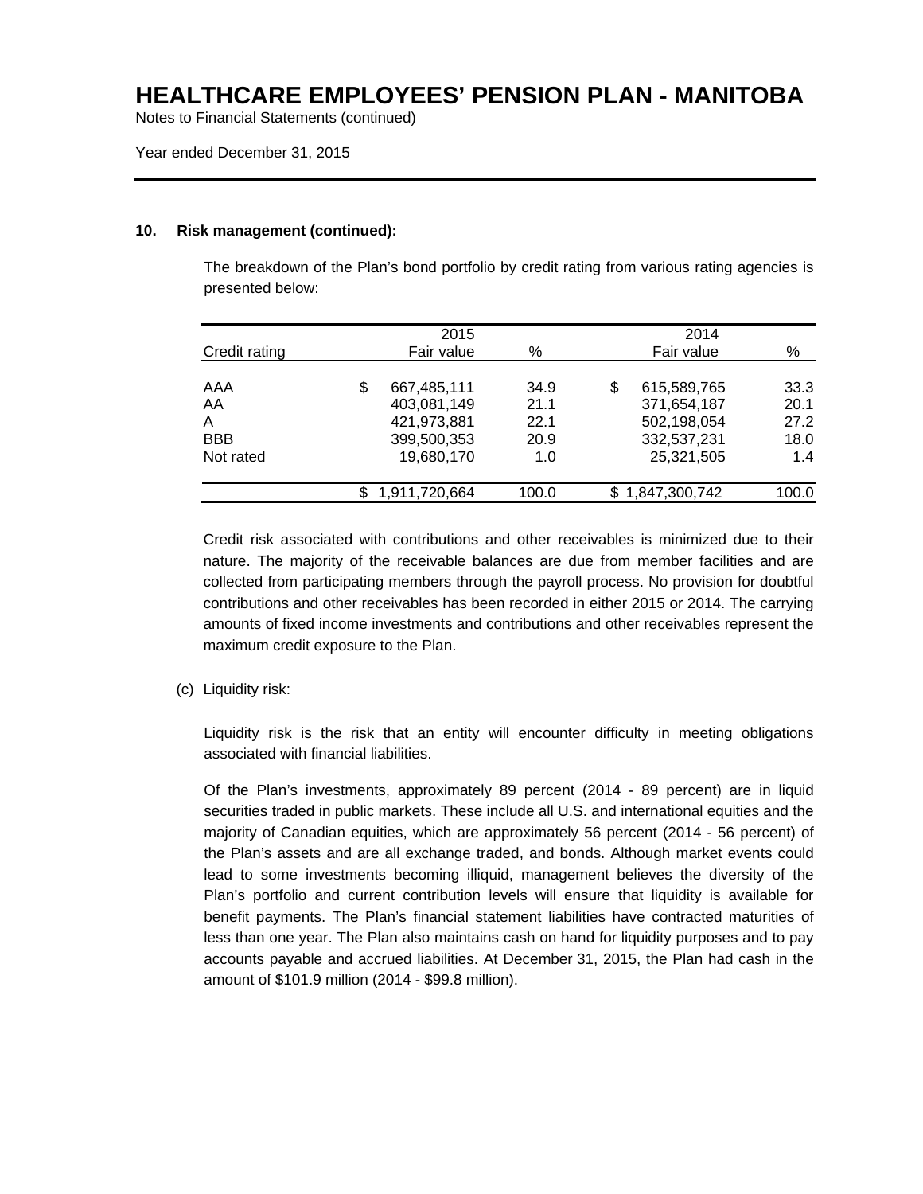### 10. Risk management (continued):

The breakdown of the Plan's bond portfolio by credit rating from various rating agencies is presented below:

| Credit rating | 2015 Fair value | % | 2014 Fair value | % |
|---|---|---|---|---|
| AAA | $ 667,485,111 | 34.9 | $ 615,589,765 | 33.3 |
| AA | 403,081,149 | 21.1 | 371,654,187 | 20.1 |
| A | 421,973,881 | 22.1 | 502,198,054 | 27.2 |
| BBB | 399,500,353 | 20.9 | 332,537,231 | 18.0 |
| Not rated | 19,680,170 | 1.0 | 25,321,505 | 1.4 |
| | $ 1,911,720,664 | 100.0 | $ 1,847,300,742 | 100.0 |

Credit risk associated with contributions and other receivables is minimized due to their nature. The majority of the receivable balances are due from member facilities and are collected from participating members through the payroll process. No provision for doubtful contributions and other receivables has been recorded in either 2015 or 2014. The carrying amounts of fixed income investments and contributions and other receivables represent the maximum credit exposure to the Plan.

(c) Liquidity risk:

Liquidity risk is the risk that an entity will encounter difficulty in meeting obligations associated with financial liabilities.

Of the Plan's investments, approximately 89 percent (2014 - 89 percent) are in liquid securities traded in public markets. These include all U.S. and international equities and the majority of Canadian equities, which are approximately 56 percent (2014 - 56 percent) of the Plan's assets and are all exchange traded, and bonds. Although market events could lead to some investments becoming illiquid, management believes the diversity of the Plan's portfolio and current contribution levels will ensure that liquidity is available for benefit payments. The Plan's financial statement liabilities have contracted maturities of less than one year. The Plan also maintains cash on hand for liquidity purposes and to pay accounts payable and accrued liabilities. At December 31, 2015, the Plan had cash in the amount of $101.9 million (2014 - $99.8 million).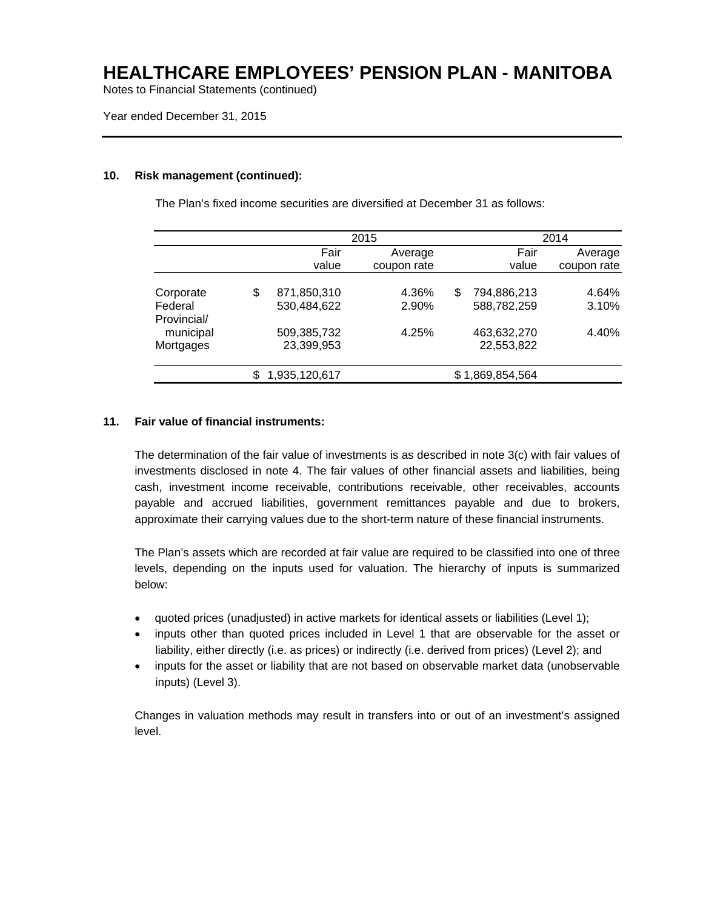## 10. Risk management (continued):

The Plan's fixed income securities are diversified at December 31 as follows:

| | 2015 | | 2014 | |
|---|---|---|---|---|
| | Fair value | Average coupon rate | Fair value | Average coupon rate |
| Corporate | $ 871,850,310 | 4.36% | $ 794,886,213 | 4.64% |
| Federal | 530,484,622 | 2.90% | 588,782,259 | 3.10% |
| Provincial/ municipal | 509,385,732 | 4.25% | 463,632,270 | 4.40% |
| Mortgages | 23,399,953 | | 22,553,822 | |
| | $ 1,935,120,617 | | $ 1,869,854,564 | |

## 11. Fair value of financial instruments:

The determination of the fair value of investments is as described in note 3(c) with fair values of investments disclosed in note 4. The fair values of other financial assets and liabilities, being cash, investment income receivable, contributions receivable, other receivables, accounts payable and accrued liabilities, government remittances payable and due to brokers, approximate their carrying values due to the short-term nature of these financial instruments.

The Plan's assets which are recorded at fair value are required to be classified into one of three levels, depending on the inputs used for valuation. The hierarchy of inputs is summarized below:

- quoted prices (unadjusted) in active markets for identical assets or liabilities (Level 1);
- inputs other than quoted prices included in Level 1 that are observable for the asset or liability, either directly (i.e. as prices) or indirectly (i.e. derived from prices) (Level 2); and
- inputs for the asset or liability that are not based on observable market data (unobservable inputs) (Level 3).

Changes in valuation methods may result in transfers into or out of an investment's assigned level.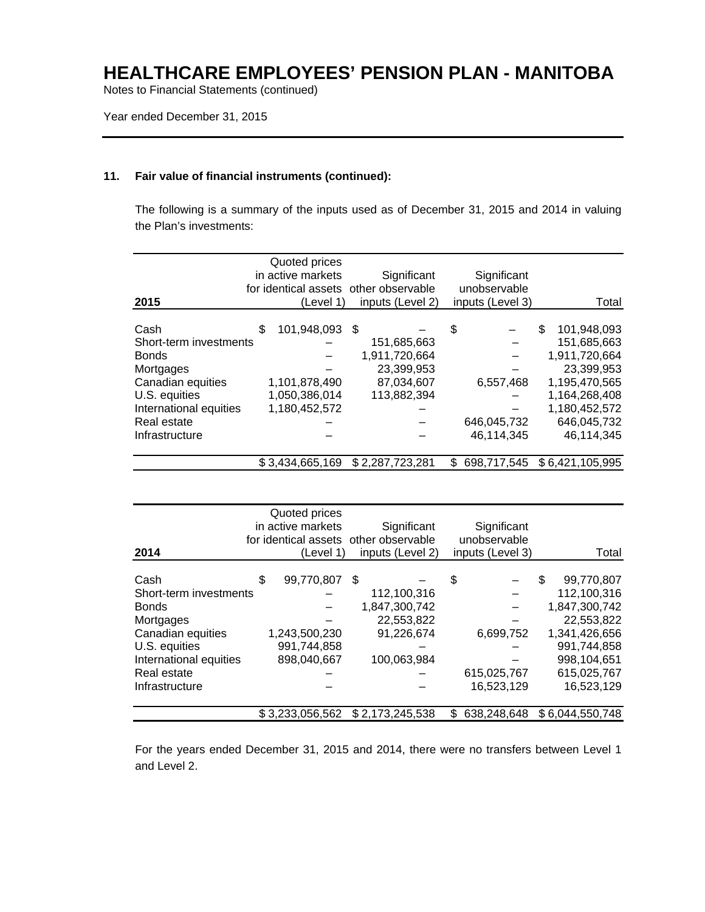# HEALTHCARE EMPLOYEES' PENSION PLAN - MANITOBA

Notes to Financial Statements (continued)

Year ended December 31, 2015

## 11. Fair value of financial instruments (continued):

The following is a summary of the inputs used as of December 31, 2015 and 2014 in valuing the Plan's investments:

| 2015 | Quoted prices in active markets for identical assets (Level 1) | Significant other observable inputs (Level 2) | Significant unobservable inputs (Level 3) | Total |
|---|---|---|---|---|
| Cash | $ 101,948,093 | $ – | $ – | $ 101,948,093 |
| Short-term investments | – | 151,685,663 | – | 151,685,663 |
| Bonds | – | 1,911,720,664 | – | 1,911,720,664 |
| Mortgages | – | 23,399,953 | – | 23,399,953 |
| Canadian equities | 1,101,878,490 | 87,034,607 | 6,557,468 | 1,195,470,565 |
| U.S. equities | 1,050,386,014 | 113,882,394 | – | 1,164,268,408 |
| International equities | 1,180,452,572 | – | – | 1,180,452,572 |
| Real estate | – | – | 646,045,732 | 646,045,732 |
| Infrastructure | – | – | 46,114,345 | 46,114,345 |
| | $ 3,434,665,169 | $ 2,287,723,281 | $ 698,717,545 | $ 6,421,105,995 |

| 2014 | Quoted prices in active markets for identical assets (Level 1) | Significant other observable inputs (Level 2) | Significant unobservable inputs (Level 3) | Total |
|---|---|---|---|---|
| Cash | $ 99,770,807 | $ – | $ – | $ 99,770,807 |
| Short-term investments | – | 112,100,316 | – | 112,100,316 |
| Bonds | – | 1,847,300,742 | – | 1,847,300,742 |
| Mortgages | – | 22,553,822 | – | 22,553,822 |
| Canadian equities | 1,243,500,230 | 91,226,674 | 6,699,752 | 1,341,426,656 |
| U.S. equities | 991,744,858 | – | – | 991,744,858 |
| International equities | 898,040,667 | 100,063,984 | – | 998,104,651 |
| Real estate | – | – | 615,025,767 | 615,025,767 |
| Infrastructure | – | – | 16,523,129 | 16,523,129 |
| | $ 3,233,056,562 | $ 2,173,245,538 | $ 638,248,648 | $ 6,044,550,748 |

For the years ended December 31, 2015 and 2014, there were no transfers between Level 1 and Level 2.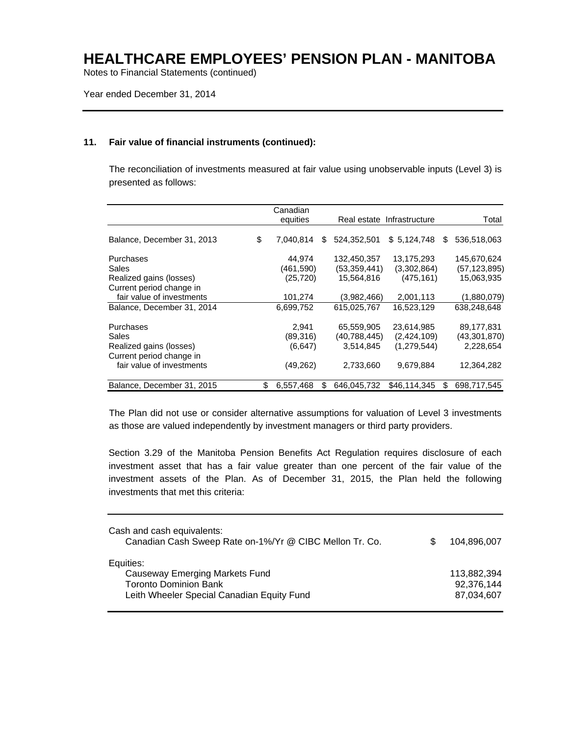# HEALTHCARE EMPLOYEES' PENSION PLAN - MANITOBA

Notes to Financial Statements (continued)

Year ended December 31, 2014

## 11. Fair value of financial instruments (continued):

The reconciliation of investments measured at fair value using unobservable inputs (Level 3) is presented as follows:

| | Canadian equities | Real estate | Infrastructure | Total |
|---|---|---|---|---|
| Balance, December 31, 2013 | $ 7,040,814 | $ 524,352,501 | $ 5,124,748 | $ 536,518,063 |
| Purchases | 44,974 | 132,450,357 | 13,175,293 | 145,670,624 |
| Sales | (461,590) | (53,359,441) | (3,302,864) | (57,123,895) |
| Realized gains (losses) | (25,720) | 15,564,816 | (475,161) | 15,063,935 |
| Current period change in fair value of investments | 101,274 | (3,982,466) | 2,001,113 | (1,880,079) |
| Balance, December 31, 2014 | 6,699,752 | 615,025,767 | 16,523,129 | 638,248,648 |
| Purchases | 2,941 | 65,559,905 | 23,614,985 | 89,177,831 |
| Sales | (89,316) | (40,788,445) | (2,424,109) | (43,301,870) |
| Realized gains (losses) | (6,647) | 3,514,845 | (1,279,544) | 2,228,654 |
| Current period change in fair value of investments | (49,262) | 2,733,660 | 9,679,884 | 12,364,282 |
| Balance, December 31, 2015 | $ 6,557,468 | $ 646,045,732 | $46,114,345 | $ 698,717,545 |

The Plan did not use or consider alternative assumptions for valuation of Level 3 investments as those are valued independently by investment managers or third party providers.

Section 3.29 of the Manitoba Pension Benefits Act Regulation requires disclosure of each investment asset that has a fair value greater than one percent of the fair value of the investment assets of the Plan. As of December 31, 2015, the Plan held the following investments that met this criteria:

| | |
|---|---|
| Cash and cash equivalents: | |
| Canadian Cash Sweep Rate on-1%/Yr @ CIBC Mellon Tr. Co. | $ 104,896,007 |
| Equities: | |
| Causeway Emerging Markets Fund | 113,882,394 |
| Toronto Dominion Bank | 92,376,144 |
| Leith Wheeler Special Canadian Equity Fund | 87,034,607 |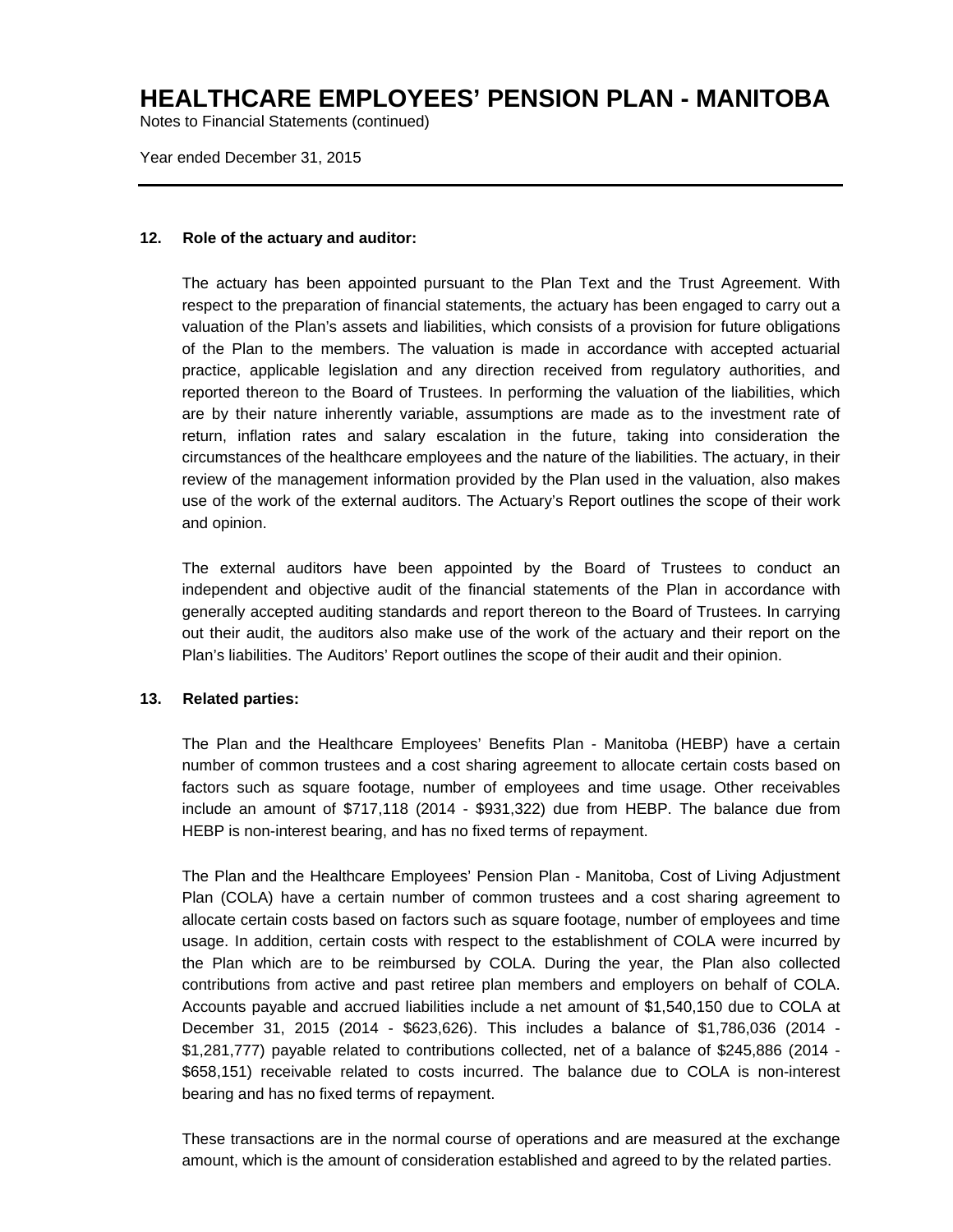# HEALTHCARE EMPLOYEES' PENSION PLAN - MANITOBA

Notes to Financial Statements (continued)

Year ended December 31, 2015

---

**12. Role of the actuary and auditor:**

The actuary has been appointed pursuant to the Plan Text and the Trust Agreement. With respect to the preparation of financial statements, the actuary has been engaged to carry out a valuation of the Plan's assets and liabilities, which consists of a provision for future obligations of the Plan to the members. The valuation is made in accordance with accepted actuarial practice, applicable legislation and any direction received from regulatory authorities, and reported thereon to the Board of Trustees. In performing the valuation of the liabilities, which are by their nature inherently variable, assumptions are made as to the investment rate of return, inflation rates and salary escalation in the future, taking into consideration the circumstances of the healthcare employees and the nature of the liabilities. The actuary, in their review of the management information provided by the Plan used in the valuation, also makes use of the work of the external auditors. The Actuary's Report outlines the scope of their work and opinion.

The external auditors have been appointed by the Board of Trustees to conduct an independent and objective audit of the financial statements of the Plan in accordance with generally accepted auditing standards and report thereon to the Board of Trustees. In carrying out their audit, the auditors also make use of the work of the actuary and their report on the Plan's liabilities. The Auditors' Report outlines the scope of their audit and their opinion.

**13. Related parties:**

The Plan and the Healthcare Employees' Benefits Plan - Manitoba (HEBP) have a certain number of common trustees and a cost sharing agreement to allocate certain costs based on factors such as square footage, number of employees and time usage. Other receivables include an amount of $717,118 (2014 - $931,322) due from HEBP. The balance due from HEBP is non-interest bearing, and has no fixed terms of repayment.

The Plan and the Healthcare Employees' Pension Plan - Manitoba, Cost of Living Adjustment Plan (COLA) have a certain number of common trustees and a cost sharing agreement to allocate certain costs based on factors such as square footage, number of employees and time usage. In addition, certain costs with respect to the establishment of COLA were incurred by the Plan which are to be reimbursed by COLA. During the year, the Plan also collected contributions from active and past retiree plan members and employers on behalf of COLA. Accounts payable and accrued liabilities include a net amount of $1,540,150 due to COLA at December 31, 2015 (2014 - $623,626). This includes a balance of $1,786,036 (2014 - $1,281,777) payable related to contributions collected, net of a balance of $245,886 (2014 - $658,151) receivable related to costs incurred. The balance due to COLA is non-interest bearing and has no fixed terms of repayment.

These transactions are in the normal course of operations and are measured at the exchange amount, which is the amount of consideration established and agreed to by the related parties.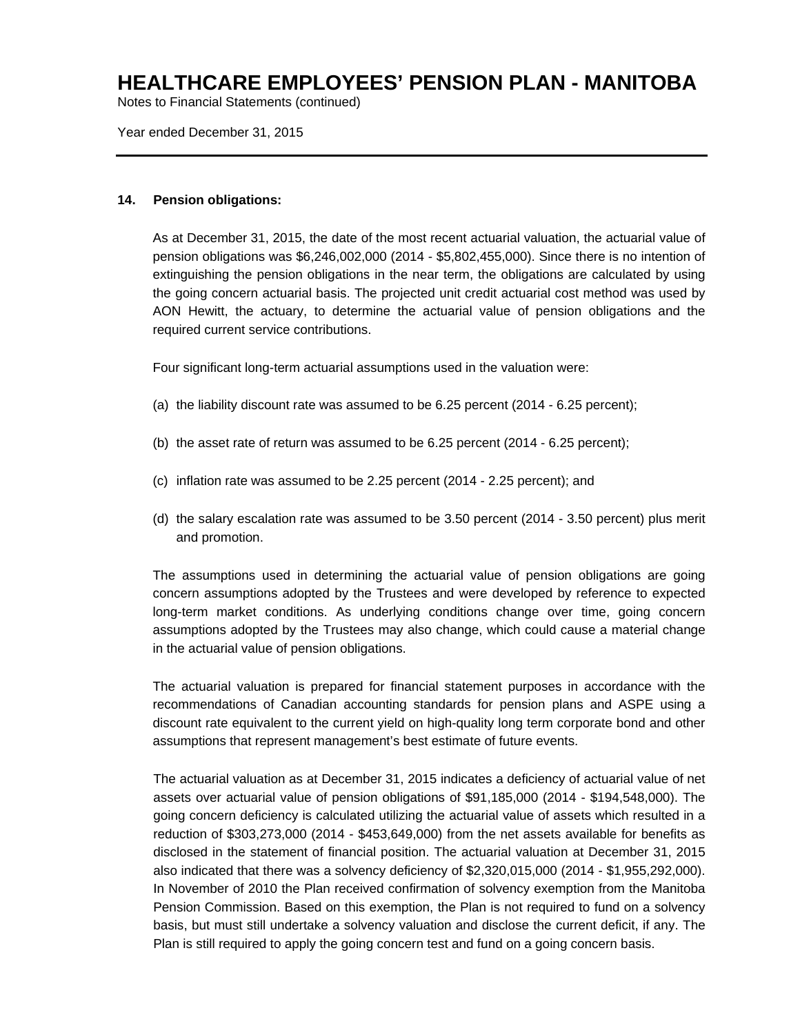# HEALTHCARE EMPLOYEES' PENSION PLAN - MANITOBA

Notes to Financial Statements (continued)

Year ended December 31, 2015

## 14. Pension obligations:

As at December 31, 2015, the date of the most recent actuarial valuation, the actuarial value of pension obligations was $6,246,002,000 (2014 - $5,802,455,000). Since there is no intention of extinguishing the pension obligations in the near term, the obligations are calculated by using the going concern actuarial basis. The projected unit credit actuarial cost method was used by AON Hewitt, the actuary, to determine the actuarial value of pension obligations and the required current service contributions.

Four significant long-term actuarial assumptions used in the valuation were:

(a) the liability discount rate was assumed to be 6.25 percent (2014 - 6.25 percent);

(b) the asset rate of return was assumed to be 6.25 percent (2014 - 6.25 percent);

(c) inflation rate was assumed to be 2.25 percent (2014 - 2.25 percent); and

(d) the salary escalation rate was assumed to be 3.50 percent (2014 - 3.50 percent) plus merit and promotion.

The assumptions used in determining the actuarial value of pension obligations are going concern assumptions adopted by the Trustees and were developed by reference to expected long-term market conditions. As underlying conditions change over time, going concern assumptions adopted by the Trustees may also change, which could cause a material change in the actuarial value of pension obligations.

The actuarial valuation is prepared for financial statement purposes in accordance with the recommendations of Canadian accounting standards for pension plans and ASPE using a discount rate equivalent to the current yield on high-quality long term corporate bond and other assumptions that represent management's best estimate of future events.

The actuarial valuation as at December 31, 2015 indicates a deficiency of actuarial value of net assets over actuarial value of pension obligations of $91,185,000 (2014 - $194,548,000). The going concern deficiency is calculated utilizing the actuarial value of assets which resulted in a reduction of $303,273,000 (2014 - $453,649,000) from the net assets available for benefits as disclosed in the statement of financial position. The actuarial valuation at December 31, 2015 also indicated that there was a solvency deficiency of $2,320,015,000 (2014 - $1,955,292,000). In November of 2010 the Plan received confirmation of solvency exemption from the Manitoba Pension Commission. Based on this exemption, the Plan is not required to fund on a solvency basis, but must still undertake a solvency valuation and disclose the current deficit, if any. The Plan is still required to apply the going concern test and fund on a going concern basis.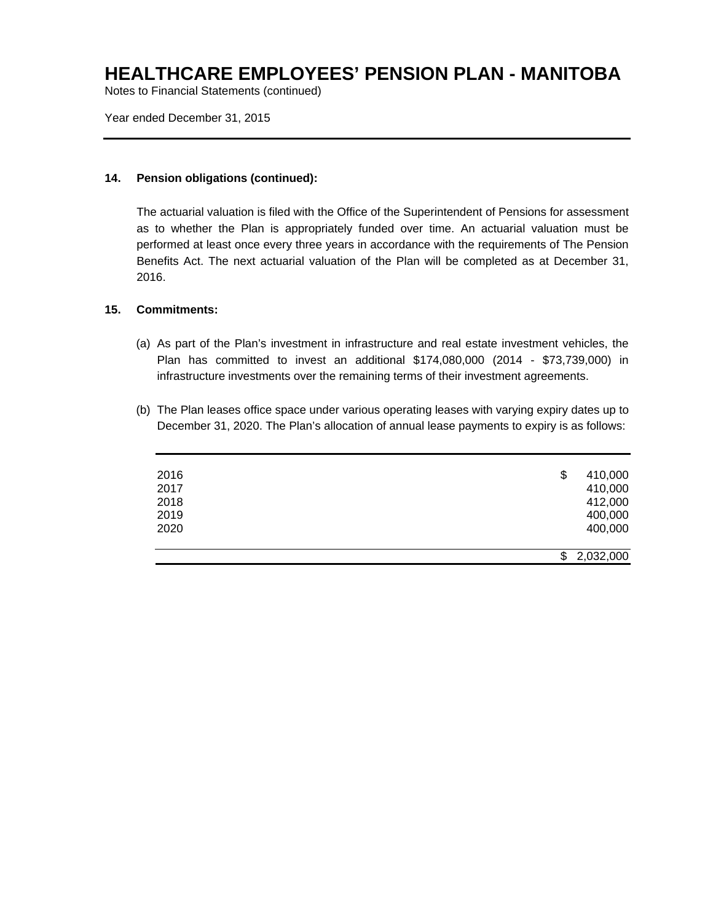# HEALTHCARE EMPLOYEES' PENSION PLAN - MANITOBA

Notes to Financial Statements (continued)

Year ended December 31, 2015

### 14. Pension obligations (continued):

The actuarial valuation is filed with the Office of the Superintendent of Pensions for assessment as to whether the Plan is appropriately funded over time. An actuarial valuation must be performed at least once every three years in accordance with the requirements of The Pension Benefits Act. The next actuarial valuation of the Plan will be completed as at December 31, 2016.

### 15. Commitments:

(a) As part of the Plan's investment in infrastructure and real estate investment vehicles, the Plan has committed to invest an additional $174,080,000 (2014 - $73,739,000) in infrastructure investments over the remaining terms of their investment agreements.

(b) The Plan leases office space under various operating leases with varying expiry dates up to December 31, 2020. The Plan's allocation of annual lease payments to expiry is as follows:

| | |
|---|---|
| 2016 | $ 410,000 |
| 2017 | 410,000 |
| 2018 | 412,000 |
| 2019 | 400,000 |
| 2020 | 400,000 |
| | $ 2,032,000 |